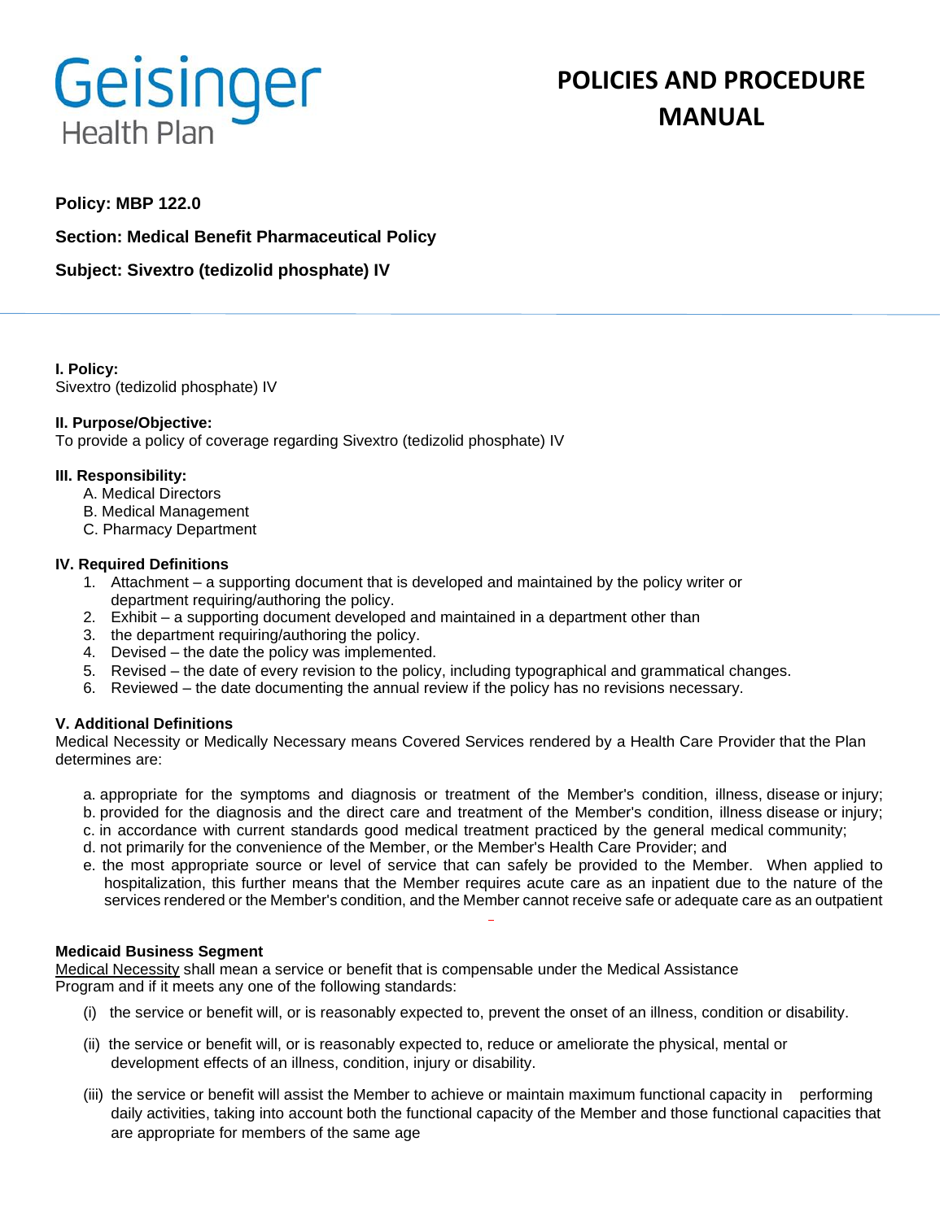Geisinger Health Plan

# POLICIES AND PROCEDURE MANUAL

**Policy: MBP 122.0**

**Section: Medical Benefit Pharmaceutical Policy**

**Subject: Sivextro (tedizolid phosphate) IV**

**I. Policy:**
Sivextro (tedizolid phosphate) IV

**II. Purpose/Objective:**
To provide a policy of coverage regarding Sivextro (tedizolid phosphate) IV

**III. Responsibility:**

A. Medical Directors
B. Medical Management
C. Pharmacy Department

**IV. Required Definitions**

1. Attachment – a supporting document that is developed and maintained by the policy writer or department requiring/authoring the policy.
2. Exhibit – a supporting document developed and maintained in a department other than
3. the department requiring/authoring the policy.
4. Devised – the date the policy was implemented.
5. Revised – the date of every revision to the policy, including typographical and grammatical changes.
6. Reviewed – the date documenting the annual review if the policy has no revisions necessary.

**V. Additional Definitions**

Medical Necessity or Medically Necessary means Covered Services rendered by a Health Care Provider that the Plan determines are:

a. appropriate for the symptoms and diagnosis or treatment of the Member's condition, illness, disease or injury;
b. provided for the diagnosis and the direct care and treatment of the Member's condition, illness disease or injury;
c. in accordance with current standards good medical treatment practiced by the general medical community;
d. not primarily for the convenience of the Member, or the Member's Health Care Provider; and
e. the most appropriate source or level of service that can safely be provided to the Member. When applied to hospitalization, this further means that the Member requires acute care as an inpatient due to the nature of the services rendered or the Member's condition, and the Member cannot receive safe or adequate care as an outpatient

**Medicaid Business Segment**

<u>Medical Necessity</u> shall mean a service or benefit that is compensable under the Medical Assistance Program and if it meets any one of the following standards:

(i) the service or benefit will, or is reasonably expected to, prevent the onset of an illness, condition or disability.

(ii) the service or benefit will, or is reasonably expected to, reduce or ameliorate the physical, mental or development effects of an illness, condition, injury or disability.

(iii) the service or benefit will assist the Member to achieve or maintain maximum functional capacity in performing daily activities, taking into account both the functional capacity of the Member and those functional capacities that are appropriate for members of the same age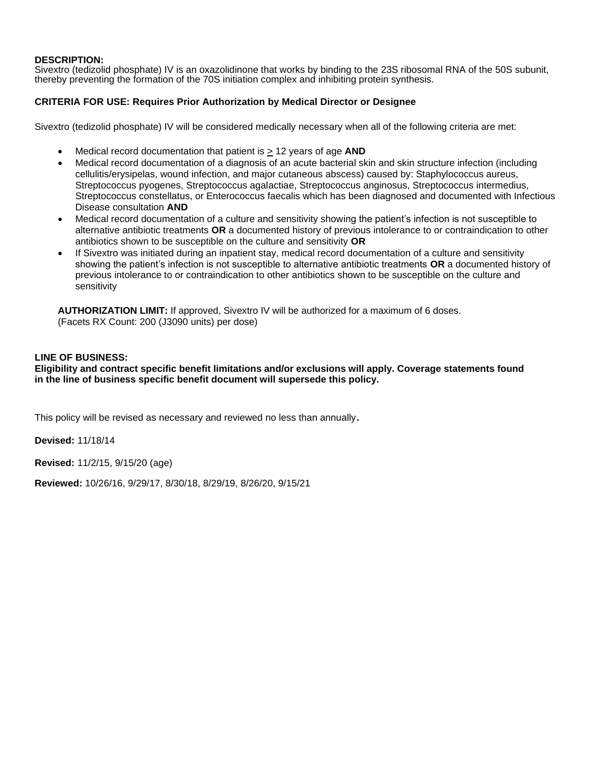**DESCRIPTION:**
Sivextro (tedizolid phosphate) IV is an oxazolidinone that works by binding to the 23S ribosomal RNA of the 50S subunit, thereby preventing the formation of the 70S initiation complex and inhibiting protein synthesis.

**CRITERIA FOR USE: Requires Prior Authorization by Medical Director or Designee**

Sivextro (tedizolid phosphate) IV will be considered medically necessary when all of the following criteria are met:

- Medical record documentation that patient is ≥ 12 years of age **AND**
- Medical record documentation of a diagnosis of an acute bacterial skin and skin structure infection (including cellulitis/erysipelas, wound infection, and major cutaneous abscess) caused by: Staphylococcus aureus, Streptococcus pyogenes, Streptococcus agalactiae, Streptococcus anginosus, Streptococcus intermedius, Streptococcus constellatus, or Enterococcus faecalis which has been diagnosed and documented with Infectious Disease consultation **AND**
- Medical record documentation of a culture and sensitivity showing the patient's infection is not susceptible to alternative antibiotic treatments **OR** a documented history of previous intolerance to or contraindication to other antibiotics shown to be susceptible on the culture and sensitivity **OR**
- If Sivextro was initiated during an inpatient stay, medical record documentation of a culture and sensitivity showing the patient's infection is not susceptible to alternative antibiotic treatments **OR** a documented history of previous intolerance to or contraindication to other antibiotics shown to be susceptible on the culture and sensitivity

**AUTHORIZATION LIMIT:** If approved, Sivextro IV will be authorized for a maximum of 6 doses.
(Facets RX Count: 200 (J3090 units) per dose)

**LINE OF BUSINESS:**
**Eligibility and contract specific benefit limitations and/or exclusions will apply. Coverage statements found in the line of business specific benefit document will supersede this policy.**

This policy will be revised as necessary and reviewed no less than annually.

**Devised:** 11/18/14

**Revised:** 11/2/15, 9/15/20 (age)

**Reviewed:** 10/26/16, 9/29/17, 8/30/18, 8/29/19, 8/26/20, 9/15/21